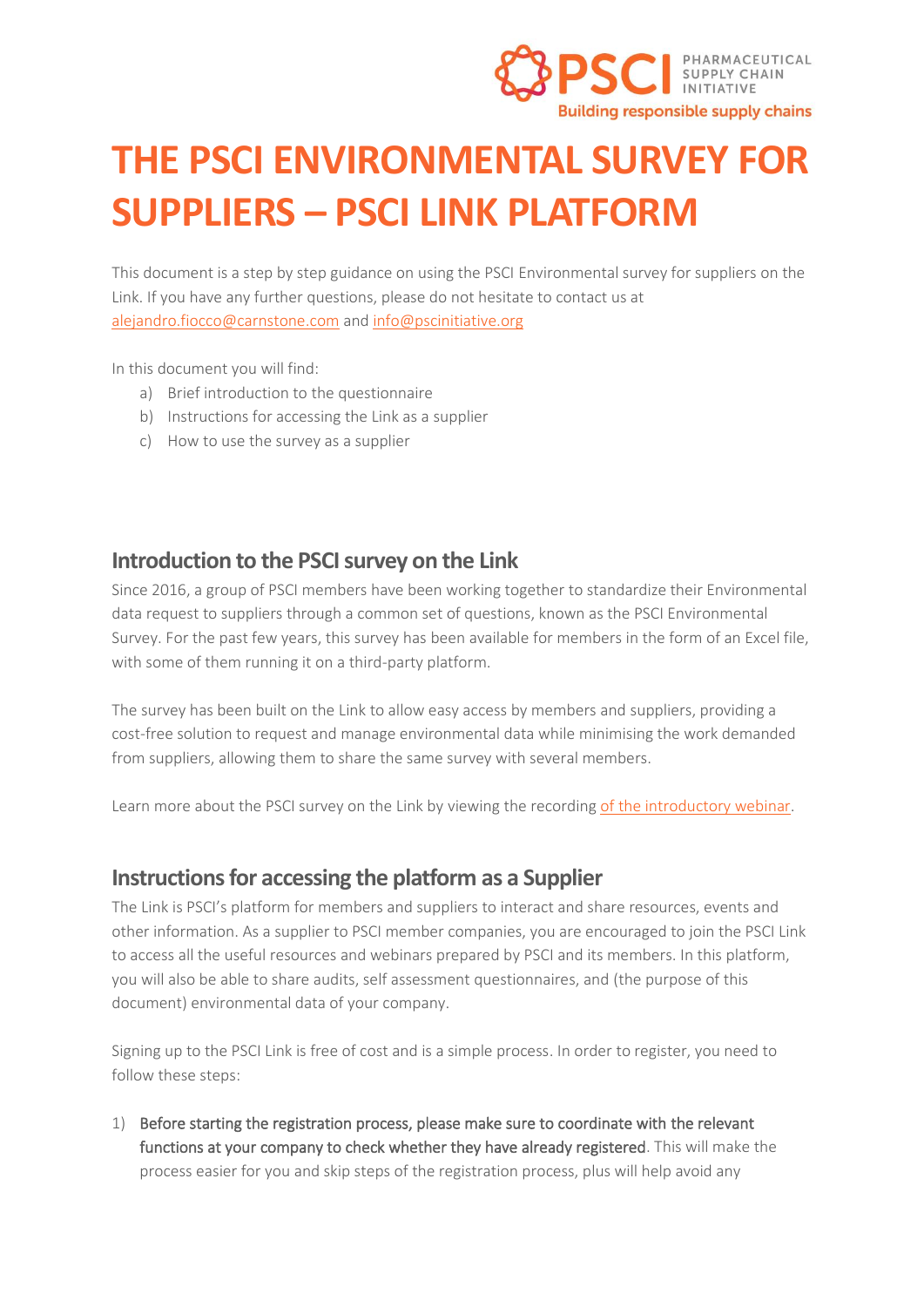# THE PSCI ENVIRONMENTAL SURVEY FOR SUPPLIERS – PSCI LINK PLATFORM

This document is a step by step guidance on using the PSCI Environmental survey for suppliers on the Link. If you have any further questions, please do not hesitate to contact us at alejandro.fiocco@carnstone.com and info@pscinitiative.org

In this document you will find:

a) Brief introduction to the questionnaire
b) Instructions for accessing the Link as a supplier
c) How to use the survey as a supplier

## Introduction to the PSCI survey on the Link

Since 2016, a group of PSCI members have been working together to standardize their Environmental data request to suppliers through a common set of questions, known as the PSCI Environmental Survey. For the past few years, this survey has been available for members in the form of an Excel file, with some of them running it on a third-party platform.

The survey has been built on the Link to allow easy access by members and suppliers, providing a cost-free solution to request and manage environmental data while minimising the work demanded from suppliers, allowing them to share the same survey with several members.

Learn more about the PSCI survey on the Link by viewing the recording of the introductory webinar.

## Instructions for accessing the platform as a Supplier

The Link is PSCI's platform for members and suppliers to interact and share resources, events and other information. As a supplier to PSCI member companies, you are encouraged to join the PSCI Link to access all the useful resources and webinars prepared by PSCI and its members. In this platform, you will also be able to share audits, self assessment questionnaires, and (the purpose of this document) environmental data of your company.

Signing up to the PSCI Link is free of cost and is a simple process. In order to register, you need to follow these steps:

1) **Before starting the registration process, please make sure to coordinate with the relevant functions at your company to check whether they have already registered**. This will make the process easier for you and skip steps of the registration process, plus will help avoid any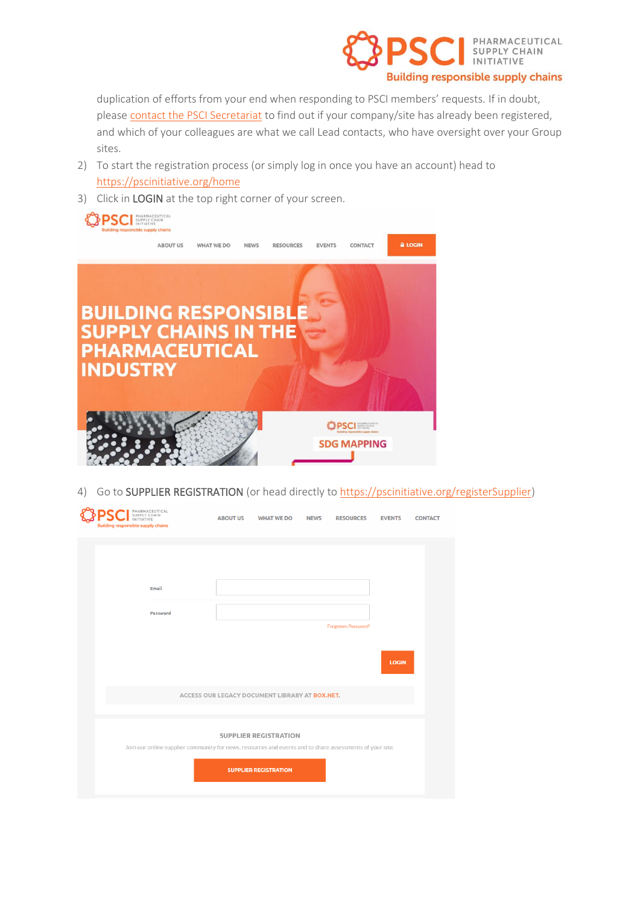duplication of efforts from your end when responding to PSCI members' requests. If in doubt, please [contact the PSCI Secretariat] to find out if your company/site has already been registered, and which of your colleagues are what we call Lead contacts, who have oversight over your Group sites.

2) To start the registration process (or simply log in once you have an account) head to https://pscinitiative.org/home
3) Click in **LOGIN** at the top right corner of your screen.
4) Go to **SUPPLIER REGISTRATION** (or head directly to https://pscinitiative.org/registerSupplier)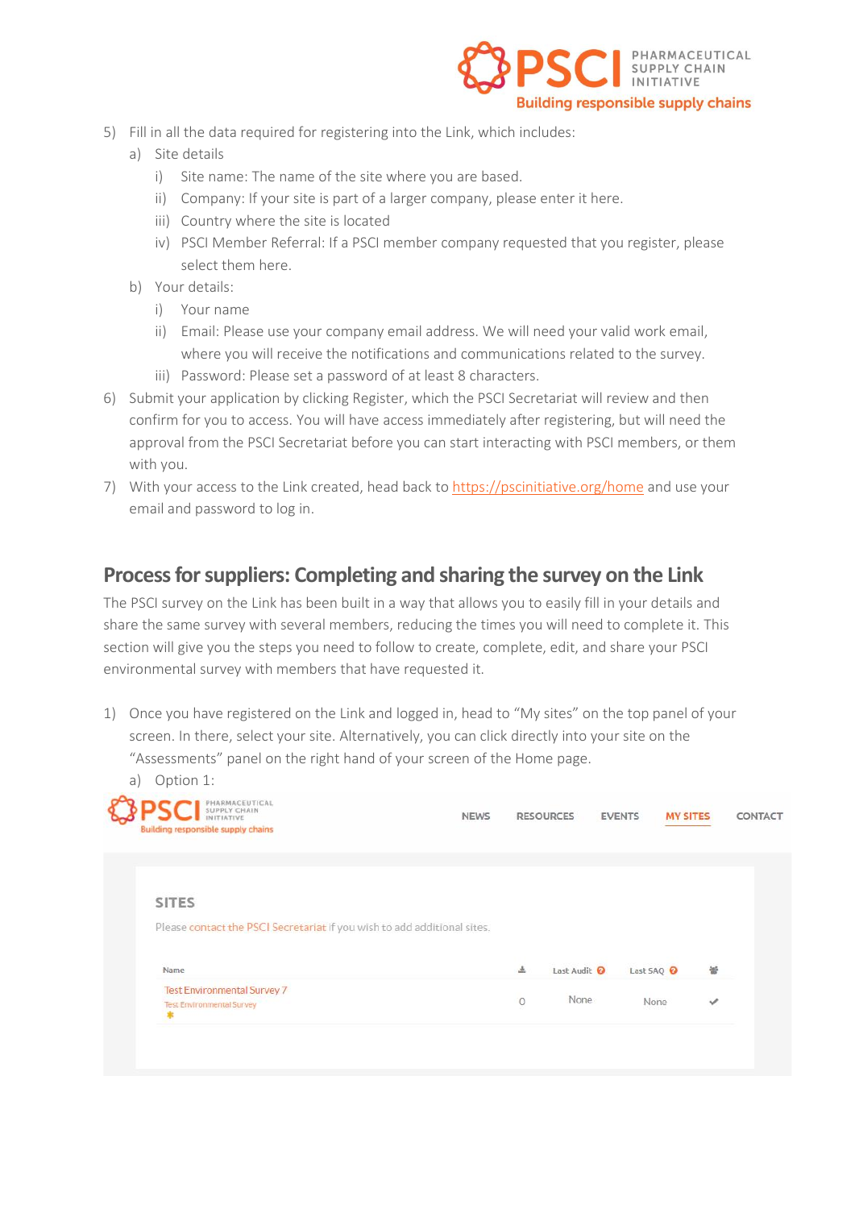5) Fill in all the data required for registering into the Link, which includes:
   a) Site details
      i) Site name: The name of the site where you are based.
      ii) Company: If your site is part of a larger company, please enter it here.
      iii) Country where the site is located
      iv) PSCI Member Referral: If a PSCI member company requested that you register, please select them here.
   b) Your details:
      i) Your name
      ii) Email: Please use your company email address. We will need your valid work email, where you will receive the notifications and communications related to the survey.
      iii) Password: Please set a password of at least 8 characters.
6) Submit your application by clicking Register, which the PSCI Secretariat will review and then confirm for you to access. You will have access immediately after registering, but will need the approval from the PSCI Secretariat before you can start interacting with PSCI members, or them with you.
7) With your access to the Link created, head back to https://pscinitiative.org/home and use your email and password to log in.

## Process for suppliers: Completing and sharing the survey on the Link

The PSCI survey on the Link has been built in a way that allows you to easily fill in your details and share the same survey with several members, reducing the times you will need to complete it. This section will give you the steps you need to follow to create, complete, edit, and share your PSCI environmental survey with members that have requested it.

1) Once you have registered on the Link and logged in, head to "My sites" on the top panel of your screen. In there, select your site. Alternatively, you can click directly into your site on the "Assessments" panel on the right hand of your screen of the Home page.
   a) Option 1: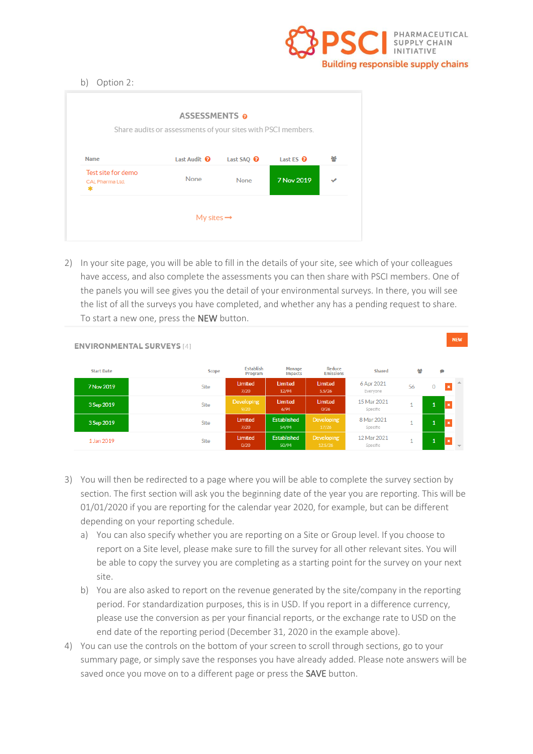b) Option 2:

**ASSESSMENTS**

Share audits or assessments of your sites with PSCI members.

| Name | Last Audit | Last SAQ | Last ES | |
|---|---|---|---|---|
| Test site for demo<br>CAL Pharma Ltd.<br>* | None | None | 7 Nov 2019 | ✔ |

My sites →

2) In your site page, you will be able to fill in the details of your site, see which of your colleagues have access, and also complete the assessments you can then share with PSCI members. One of the panels you will see gives you the detail of your environmental surveys. In there, you will see the list of all the surveys you have completed, and whether any has a pending request to share. To start a new one, press the **NEW** button.

**ENVIRONMENTAL SURVEYS** [4] NEW

| Start Date | Scope | Establish Program | Manage Impacts | Reduce Emissions | Shared | | | |
|---|---|---|---|---|---|---|---|---|
| 7 Nov 2019 | Site | Limited 7/20 | Limited 12/94 | Limited 5.5/26 | 6 Apr 2021 Everyone | 56 | 0 | × |
| 3 Sep 2019 | Site | Developing 9/20 | Limited 6/94 | Limited 0/26 | 15 Mar 2021 Specific | 1 | 1 | × |
| 3 Sep 2019 | Site | Limited 7/20 | Established 54/94 | Developing 17/26 | 8 Mar 2021 Specific | 1 | 1 | × |
| 1 Jan 2019 | Site | Limited 0/20 | Established 50/94 | Developing 12.5/26 | 12 Mar 2021 Specific | 1 | 1 | × |

3) You will then be redirected to a page where you will be able to complete the survey section by section. The first section will ask you the beginning date of the year you are reporting. This will be 01/01/2020 if you are reporting for the calendar year 2020, for example, but can be different depending on your reporting schedule.
   a) You can also specify whether you are reporting on a Site or Group level. If you choose to report on a Site level, please make sure to fill the survey for all other relevant sites. You will be able to copy the survey you are completing as a starting point for the survey on your next site.
   b) You are also asked to report on the revenue generated by the site/company in the reporting period. For standardization purposes, this is in USD. If you report in a difference currency, please use the conversion as per your financial reports, or the exchange rate to USD on the end date of the reporting period (December 31, 2020 in the example above).
4) You can use the controls on the bottom of your screen to scroll through sections, go to your summary page, or simply save the responses you have already added. Please note answers will be saved once you move on to a different page or press the **SAVE** button.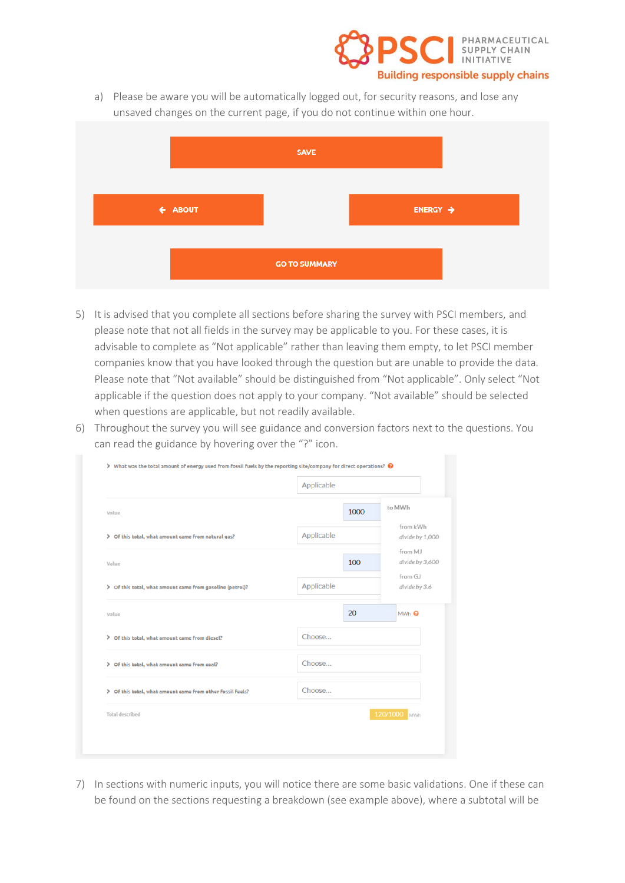a) Please be aware you will be automatically logged out, for security reasons, and lose any unsaved changes on the current page, if you do not continue within one hour.

SAVE

ABOUT

ENERGY

GO TO SUMMARY

5) It is advised that you complete all sections before sharing the survey with PSCI members, and please note that not all fields in the survey may be applicable to you. For these cases, it is advisable to complete as "Not applicable" rather than leaving them empty, to let PSCI member companies know that you have looked through the question but are unable to provide the data. Please note that "Not available" should be distinguished from "Not applicable". Only select "Not applicable if the question does not apply to your company. "Not available" should be selected when questions are applicable, but not readily available.

6) Throughout the survey you will see guidance and conversion factors next to the questions. You can read the guidance by hovering over the "?" icon.

What was the total amount of energy used from fossil fuels by the reporting site/company for direct operations?

Applicable

Value 1000

to MWh

from kWh divide by 1,000

from MJ divide by 3,600

from GJ divide by 3.6

Of this total, what amount came from natural gas? Applicable

Value 100

Of this total, what amount came from gasoline (petrol)? Applicable

Value 20 MWh

Of this total, what amount came from diesel? Choose...

Of this total, what amount came from coal? Choose...

Of this total, what amount came from other fossil fuels? Choose...

Total described 120/1000 MWh

7) In sections with numeric inputs, you will notice there are some basic validations. One if these can be found on the sections requesting a breakdown (see example above), where a subtotal will be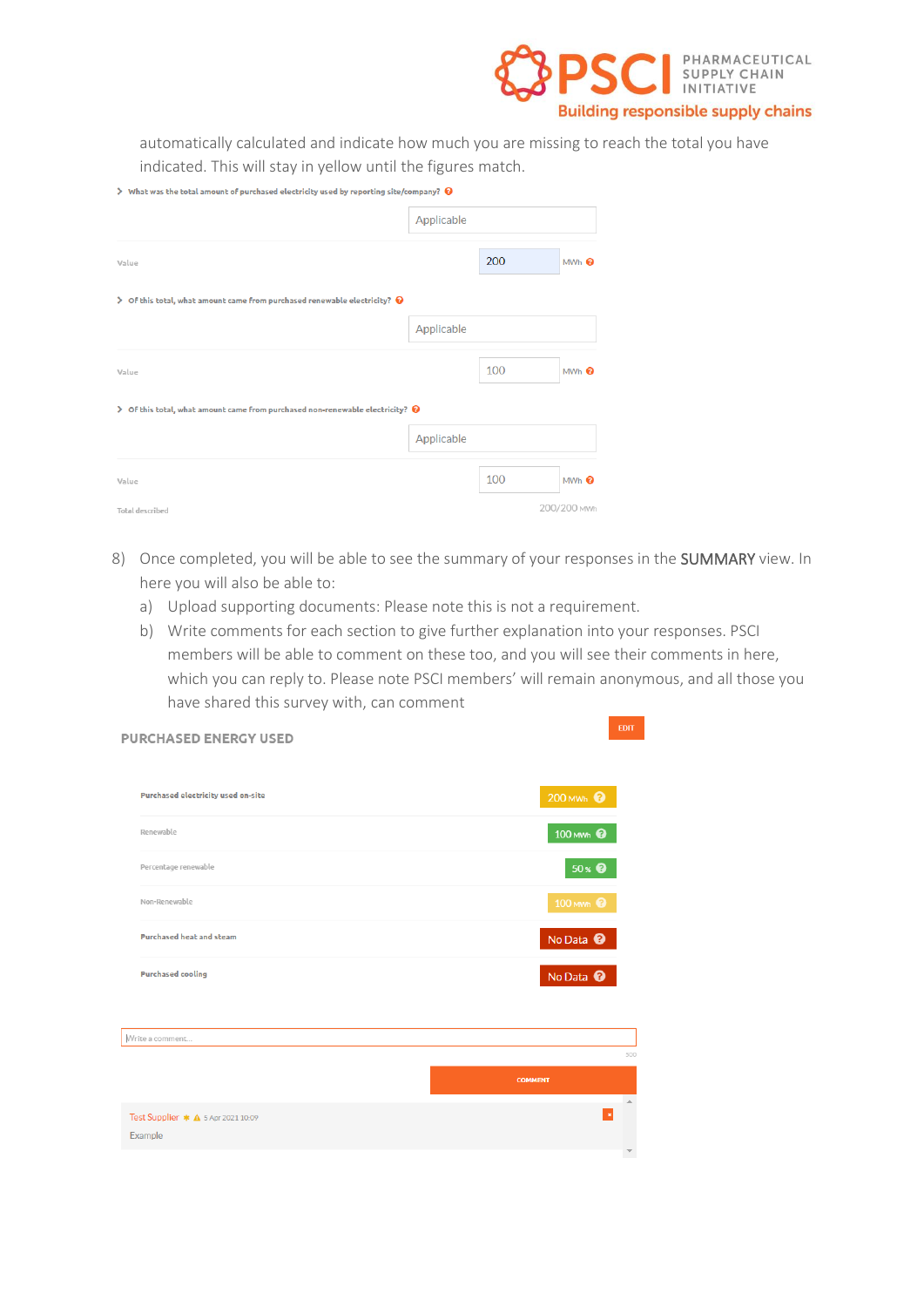automatically calculated and indicate how much you are missing to reach the total you have indicated. This will stay in yellow until the figures match.

> What was the total amount of purchased electricity used by reporting site/company?

Applicable

Value 200 MWh

> Of this total, what amount came from purchased renewable electricity?

Applicable

Value 100 MWh

> Of this total, what amount came from purchased non-renewable electricity?

Applicable

Value 100 MWh

Total described 200/200 MWh

8) Once completed, you will be able to see the summary of your responses in the **SUMMARY** view. In here you will also be able to:
   a) Upload supporting documents: Please note this is not a requirement.
   b) Write comments for each section to give further explanation into your responses. PSCI members will be able to comment on these too, and you will see their comments in here, which you can reply to. Please note PSCI members' will remain anonymous, and all those you have shared this survey with, can comment

**PURCHASED ENERGY USED** EDIT

| | |
|---|---|
| Purchased electricity used on-site | 200 MWh |
| Renewable | 100 MWh |
| Percentage renewable | 50 % |
| Non-Renewable | 100 MWh |
| Purchased heat and steam | No Data |
| Purchased cooling | No Data |

Write a comment...

500

COMMENT

Test Supplier 5 Apr 2021 10:09
Example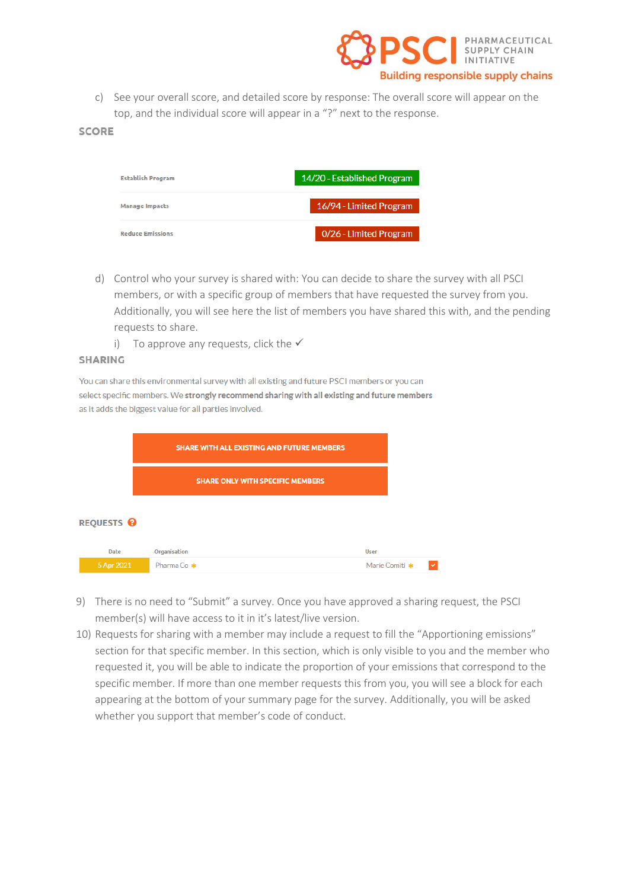c) See your overall score, and detailed score by response: The overall score will appear on the top, and the individual score will appear in a "?" next to the response.

**SCORE**

| | |
|---|---|
| Establish Program | 14/20 - Established Program |
| Manage Impacts | 16/94 - Limited Program |
| Reduce Emissions | 0/26 - Limited Program |

d) Control who your survey is shared with: You can decide to share the survey with all PSCI members, or with a specific group of members that have requested the survey from you. Additionally, you will see here the list of members you have shared this with, and the pending requests to share.

   i) To approve any requests, click the ✓

**SHARING**

You can share this environmental survey with all existing and future PSCI members or you can select specific members. We **strongly recommend sharing with all existing and future members** as it adds the biggest value for all parties involved.

SHARE WITH ALL EXISTING AND FUTURE MEMBERS

SHARE ONLY WITH SPECIFIC MEMBERS

**REQUESTS**

| Date | Organisation | User | |
|---|---|---|---|
| 5 Apr 2021 | Pharma Co * | Marie Comiti * | ✓ |

9) There is no need to "Submit" a survey. Once you have approved a sharing request, the PSCI member(s) will have access to it in it's latest/live version.

10) Requests for sharing with a member may include a request to fill the "Apportioning emissions" section for that specific member. In this section, which is only visible to you and the member who requested it, you will be able to indicate the proportion of your emissions that correspond to the specific member. If more than one member requests this from you, you will see a block for each appearing at the bottom of your summary page for the survey. Additionally, you will be asked whether you support that member's code of conduct.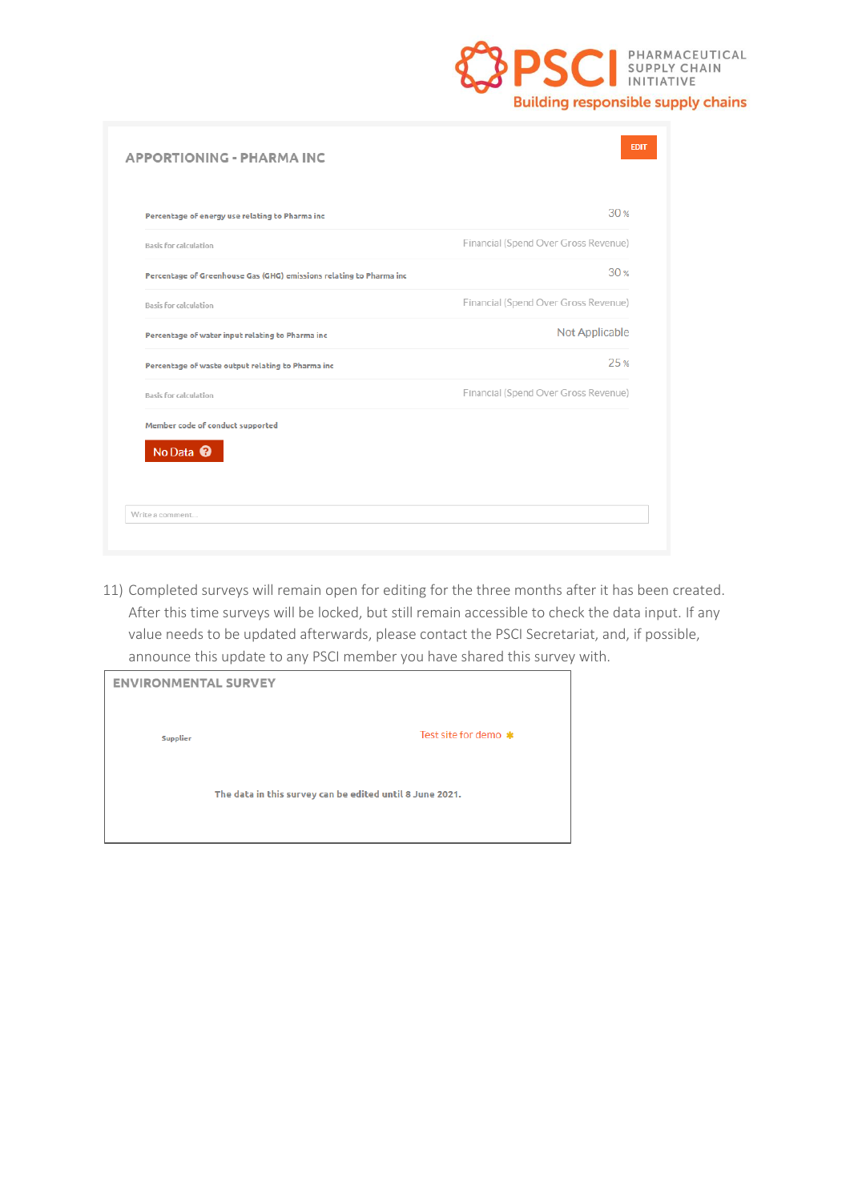**APPORTIONING - PHARMA INC**

EDIT

| | |
|---|---|
| Percentage of energy use relating to Pharma inc | 30 % |
| Basis for calculation | Financial (Spend Over Gross Revenue) |
| Percentage of Greenhouse Gas (GHG) emissions relating to Pharma inc | 30 % |
| Basis for calculation | Financial (Spend Over Gross Revenue) |
| Percentage of water input relating to Pharma inc | Not Applicable |
| Percentage of waste output relating to Pharma inc | 25 % |
| Basis for calculation | Financial (Spend Over Gross Revenue) |

Member code of conduct supported

No Data

Write a comment...

11) Completed surveys will remain open for editing for the three months after it has been created. After this time surveys will be locked, but still remain accessible to check the data input. If any value needs to be updated afterwards, please contact the PSCI Secretariat, and, if possible, announce this update to any PSCI member you have shared this survey with.

**ENVIRONMENTAL SURVEY**

Supplier — Test site for demo

The data in this survey can be edited until 8 June 2021.